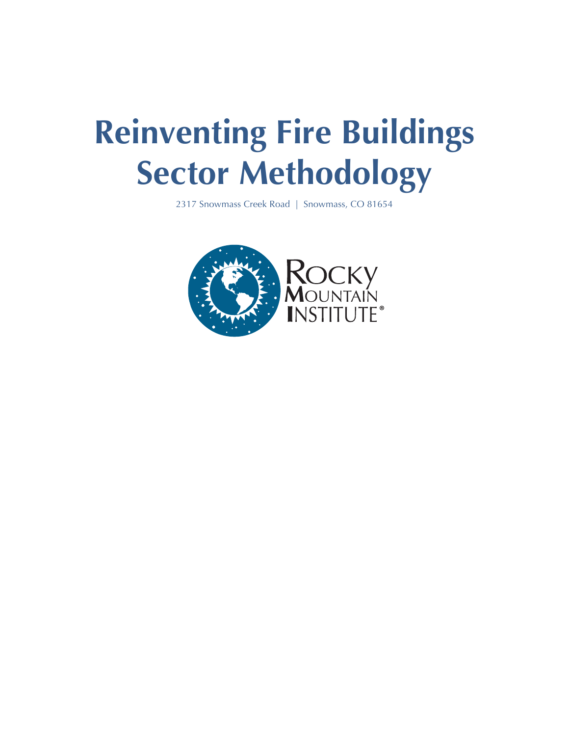# Reinventing Fire Buildings Sector Methodology

2317 Snowmass Creek Road | Snowmass, CO 81654

Rocky Mountain Institute®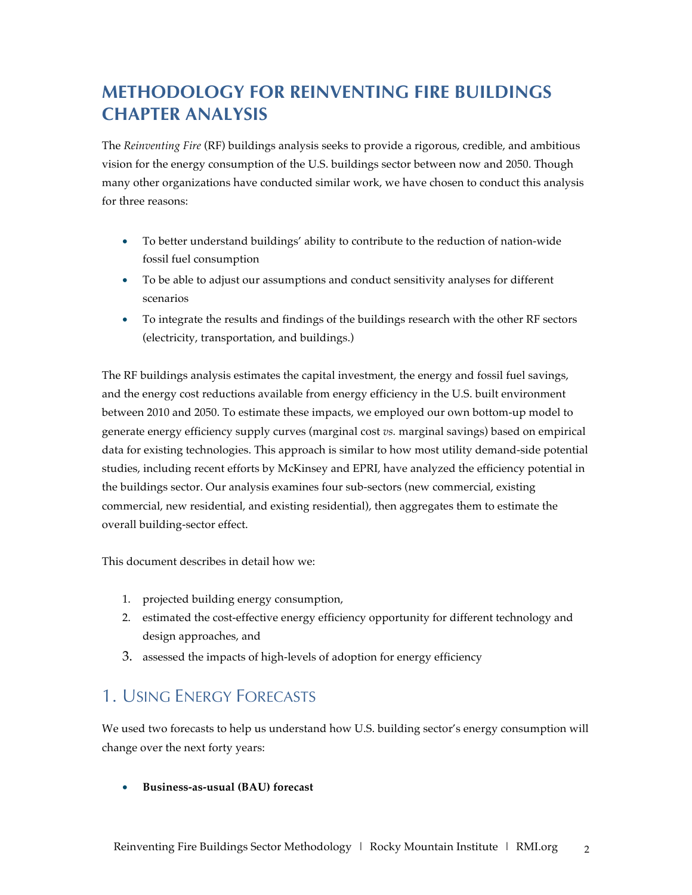# METHODOLOGY FOR REINVENTING FIRE BUILDINGS CHAPTER ANALYSIS

The *Reinventing Fire* (RF) buildings analysis seeks to provide a rigorous, credible, and ambitious vision for the energy consumption of the U.S. buildings sector between now and 2050. Though many other organizations have conducted similar work, we have chosen to conduct this analysis for three reasons:

- To better understand buildings' ability to contribute to the reduction of nation-wide fossil fuel consumption
- To be able to adjust our assumptions and conduct sensitivity analyses for different scenarios
- To integrate the results and findings of the buildings research with the other RF sectors (electricity, transportation, and buildings.)

The RF buildings analysis estimates the capital investment, the energy and fossil fuel savings, and the energy cost reductions available from energy efficiency in the U.S. built environment between 2010 and 2050. To estimate these impacts, we employed our own bottom-up model to generate energy efficiency supply curves (marginal cost *vs.* marginal savings) based on empirical data for existing technologies. This approach is similar to how most utility demand-side potential studies, including recent efforts by McKinsey and EPRI, have analyzed the efficiency potential in the buildings sector. Our analysis examines four sub-sectors (new commercial, existing commercial, new residential, and existing residential), then aggregates them to estimate the overall building-sector effect.

This document describes in detail how we:

1. projected building energy consumption,
2. estimated the cost-effective energy efficiency opportunity for different technology and design approaches, and
3. assessed the impacts of high-levels of adoption for energy efficiency

## 1. Using Energy Forecasts

We used two forecasts to help us understand how U.S. building sector's energy consumption will change over the next forty years:

- **Business-as-usual (BAU) forecast**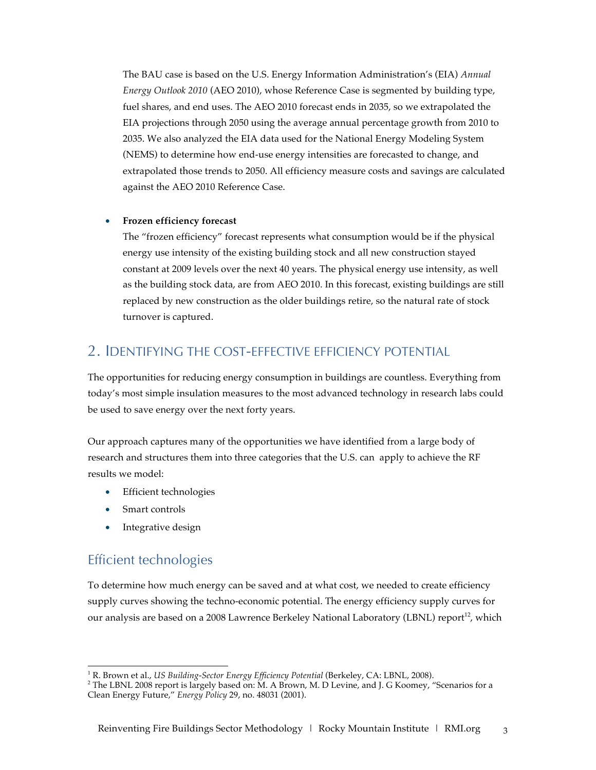The BAU case is based on the U.S. Energy Information Administration's (EIA) *Annual Energy Outlook 2010* (AEO 2010), whose Reference Case is segmented by building type, fuel shares, and end uses. The AEO 2010 forecast ends in 2035, so we extrapolated the EIA projections through 2050 using the average annual percentage growth from 2010 to 2035. We also analyzed the EIA data used for the National Energy Modeling System (NEMS) to determine how end-use energy intensities are forecasted to change, and extrapolated those trends to 2050. All efficiency measure costs and savings are calculated against the AEO 2010 Reference Case.

- **Frozen efficiency forecast**
  The "frozen efficiency" forecast represents what consumption would be if the physical energy use intensity of the existing building stock and all new construction stayed constant at 2009 levels over the next 40 years. The physical energy use intensity, as well as the building stock data, are from AEO 2010. In this forecast, existing buildings are still replaced by new construction as the older buildings retire, so the natural rate of stock turnover is captured.

## 2. Identifying the cost-effective efficiency potential

The opportunities for reducing energy consumption in buildings are countless. Everything from today's most simple insulation measures to the most advanced technology in research labs could be used to save energy over the next forty years.

Our approach captures many of the opportunities we have identified from a large body of research and structures them into three categories that the U.S. can apply to achieve the RF results we model:

- Efficient technologies
- Smart controls
- Integrative design

### Efficient technologies

To determine how much energy can be saved and at what cost, we needed to create efficiency supply curves showing the techno-economic potential. The energy efficiency supply curves for our analysis are based on a 2008 Lawrence Berkeley National Laboratory (LBNL) report[1,2], which

---

[1] R. Brown et al., *US Building-Sector Energy Efficiency Potential* (Berkeley, CA: LBNL, 2008).

[2] The LBNL 2008 report is largely based on: M. A Brown, M. D Levine, and J. G Koomey, "Scenarios for a Clean Energy Future," *Energy Policy* 29, no. 48031 (2001).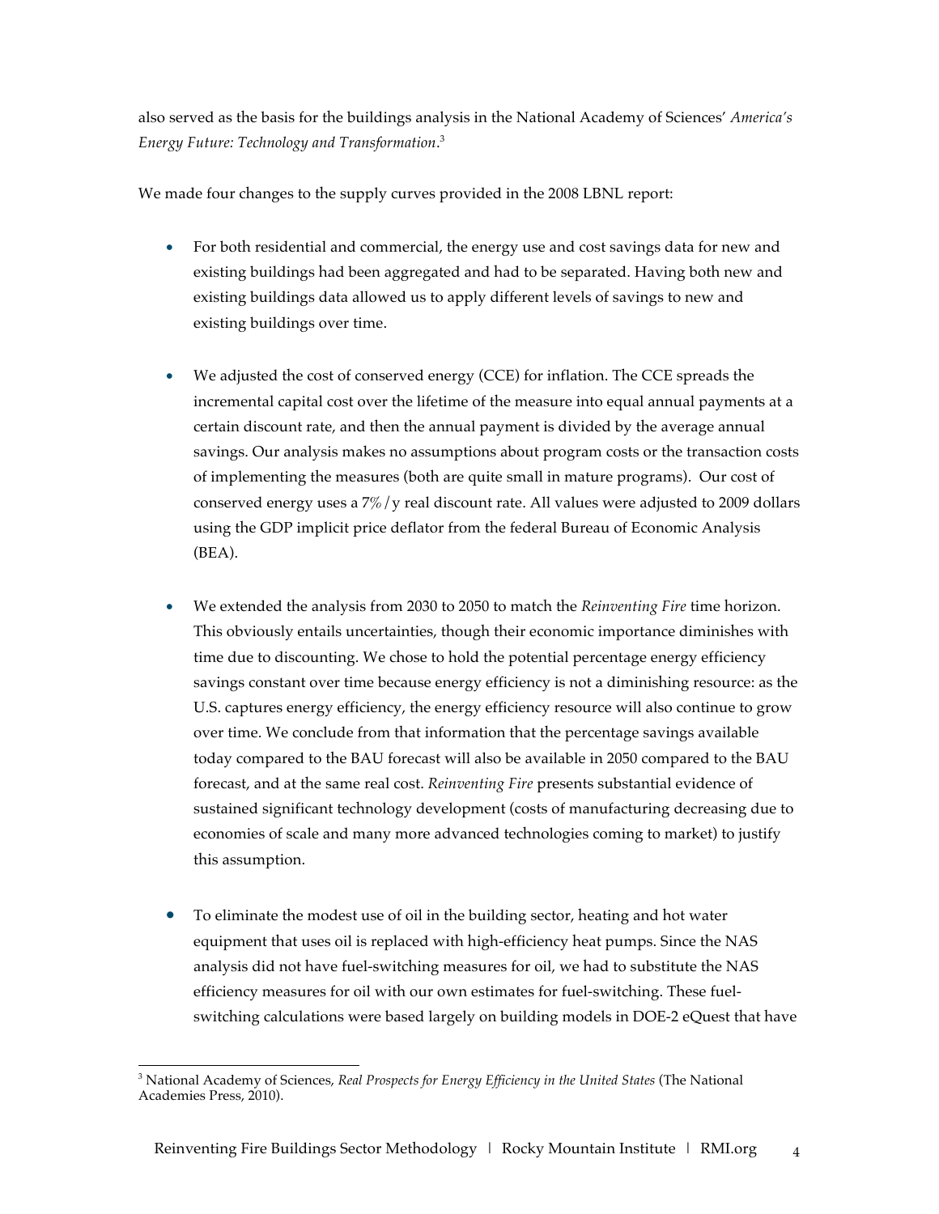also served as the basis for the buildings analysis in the National Academy of Sciences' *America's Energy Future: Technology and Transformation*.[3]

We made four changes to the supply curves provided in the 2008 LBNL report:

- For both residential and commercial, the energy use and cost savings data for new and existing buildings had been aggregated and had to be separated. Having both new and existing buildings data allowed us to apply different levels of savings to new and existing buildings over time.

- We adjusted the cost of conserved energy (CCE) for inflation. The CCE spreads the incremental capital cost over the lifetime of the measure into equal annual payments at a certain discount rate, and then the annual payment is divided by the average annual savings. Our analysis makes no assumptions about program costs or the transaction costs of implementing the measures (both are quite small in mature programs). Our cost of conserved energy uses a 7%/y real discount rate. All values were adjusted to 2009 dollars using the GDP implicit price deflator from the federal Bureau of Economic Analysis (BEA).

- We extended the analysis from 2030 to 2050 to match the *Reinventing Fire* time horizon. This obviously entails uncertainties, though their economic importance diminishes with time due to discounting. We chose to hold the potential percentage energy efficiency savings constant over time because energy efficiency is not a diminishing resource: as the U.S. captures energy efficiency, the energy efficiency resource will also continue to grow over time. We conclude from that information that the percentage savings available today compared to the BAU forecast will also be available in 2050 compared to the BAU forecast, and at the same real cost. *Reinventing Fire* presents substantial evidence of sustained significant technology development (costs of manufacturing decreasing due to economies of scale and many more advanced technologies coming to market) to justify this assumption.

- To eliminate the modest use of oil in the building sector, heating and hot water equipment that uses oil is replaced with high-efficiency heat pumps. Since the NAS analysis did not have fuel-switching measures for oil, we had to substitute the NAS efficiency measures for oil with our own estimates for fuel-switching. These fuel-switching calculations were based largely on building models in DOE-2 eQuest that have

---

[3] National Academy of Sciences, *Real Prospects for Energy Efficiency in the United States* (The National Academies Press, 2010).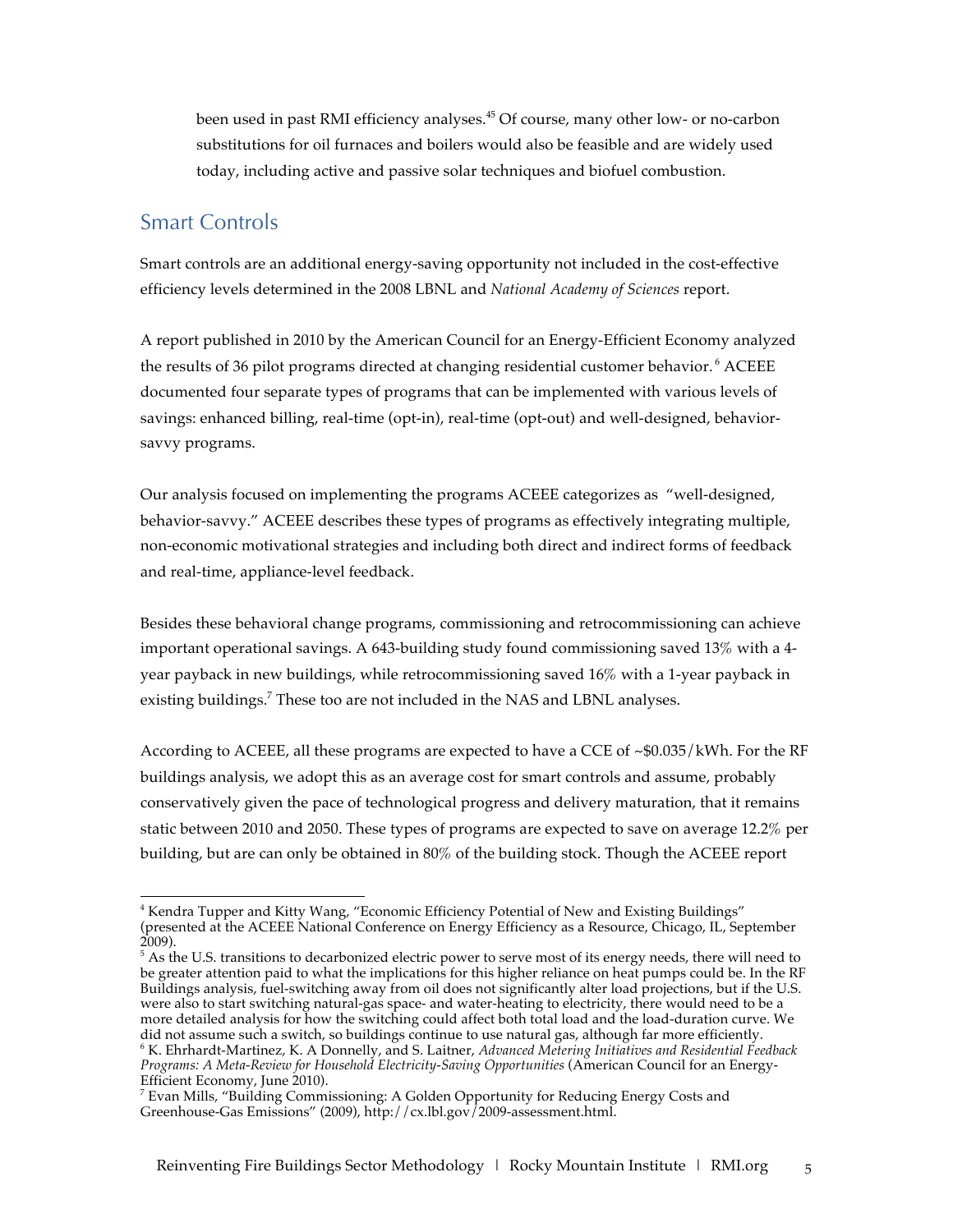been used in past RMI efficiency analyses.[45] Of course, many other low- or no-carbon substitutions for oil furnaces and boilers would also be feasible and are widely used today, including active and passive solar techniques and biofuel combustion.

## Smart Controls

Smart controls are an additional energy-saving opportunity not included in the cost-effective efficiency levels determined in the 2008 LBNL and *National Academy of Sciences* report.

A report published in 2010 by the American Council for an Energy-Efficient Economy analyzed the results of 36 pilot programs directed at changing residential customer behavior.[6] ACEEE documented four separate types of programs that can be implemented with various levels of savings: enhanced billing, real-time (opt-in), real-time (opt-out) and well-designed, behavior-savvy programs.

Our analysis focused on implementing the programs ACEEE categorizes as "well-designed, behavior-savvy." ACEEE describes these types of programs as effectively integrating multiple, non-economic motivational strategies and including both direct and indirect forms of feedback and real-time, appliance-level feedback.

Besides these behavioral change programs, commissioning and retrocommissioning can achieve important operational savings. A 643-building study found commissioning saved 13% with a 4-year payback in new buildings, while retrocommissioning saved 16% with a 1-year payback in existing buildings.[7] These too are not included in the NAS and LBNL analyses.

According to ACEEE, all these programs are expected to have a CCE of ~$0.035/kWh. For the RF buildings analysis, we adopt this as an average cost for smart controls and assume, probably conservatively given the pace of technological progress and delivery maturation, that it remains static between 2010 and 2050. These types of programs are expected to save on average 12.2% per building, but are can only be obtained in 80% of the building stock. Though the ACEEE report

---

[4] Kendra Tupper and Kitty Wang, "Economic Efficiency Potential of New and Existing Buildings" (presented at the ACEEE National Conference on Energy Efficiency as a Resource, Chicago, IL, September 2009).

[5] As the U.S. transitions to decarbonized electric power to serve most of its energy needs, there will need to be greater attention paid to what the implications for this higher reliance on heat pumps could be. In the RF Buildings analysis, fuel-switching away from oil does not significantly alter load projections, but if the U.S. were also to start switching natural-gas space- and water-heating to electricity, there would need to be a more detailed analysis for how the switching could affect both total load and the load-duration curve. We did not assume such a switch, so buildings continue to use natural gas, although far more efficiently.

[6] K. Ehrhardt-Martinez, K. A Donnelly, and S. Laitner, *Advanced Metering Initiatives and Residential Feedback Programs: A Meta-Review for Household Electricity-Saving Opportunities* (American Council for an Energy-Efficient Economy, June 2010).

[7] Evan Mills, "Building Commissioning: A Golden Opportunity for Reducing Energy Costs and Greenhouse-Gas Emissions" (2009), http://cx.lbl.gov/2009-assessment.html.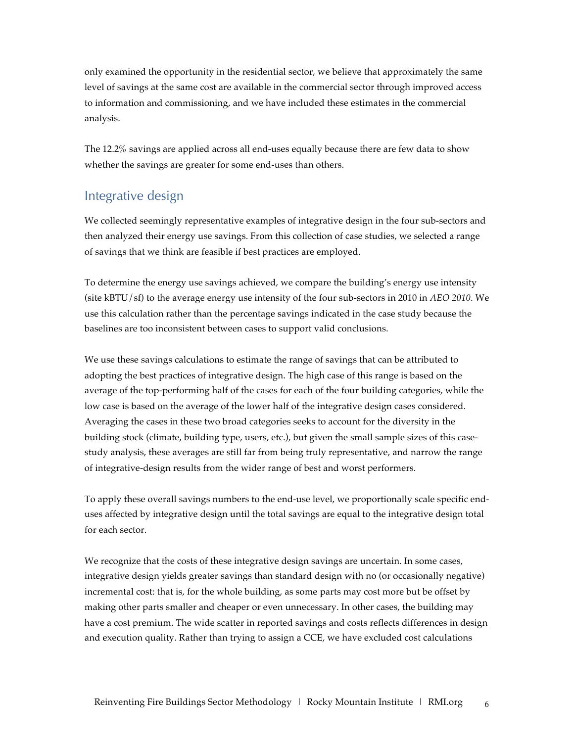only examined the opportunity in the residential sector, we believe that approximately the same level of savings at the same cost are available in the commercial sector through improved access to information and commissioning, and we have included these estimates in the commercial analysis.

The 12.2% savings are applied across all end-uses equally because there are few data to show whether the savings are greater for some end-uses than others.

## Integrative design

We collected seemingly representative examples of integrative design in the four sub-sectors and then analyzed their energy use savings. From this collection of case studies, we selected a range of savings that we think are feasible if best practices are employed.

To determine the energy use savings achieved, we compare the building's energy use intensity (site kBTU/sf) to the average energy use intensity of the four sub-sectors in 2010 in *AEO 2010*. We use this calculation rather than the percentage savings indicated in the case study because the baselines are too inconsistent between cases to support valid conclusions.

We use these savings calculations to estimate the range of savings that can be attributed to adopting the best practices of integrative design. The high case of this range is based on the average of the top-performing half of the cases for each of the four building categories, while the low case is based on the average of the lower half of the integrative design cases considered. Averaging the cases in these two broad categories seeks to account for the diversity in the building stock (climate, building type, users, etc.), but given the small sample sizes of this case-study analysis, these averages are still far from being truly representative, and narrow the range of integrative-design results from the wider range of best and worst performers.

To apply these overall savings numbers to the end-use level, we proportionally scale specific end-uses affected by integrative design until the total savings are equal to the integrative design total for each sector.

We recognize that the costs of these integrative design savings are uncertain. In some cases, integrative design yields greater savings than standard design with no (or occasionally negative) incremental cost: that is, for the whole building, as some parts may cost more but be offset by making other parts smaller and cheaper or even unnecessary. In other cases, the building may have a cost premium. The wide scatter in reported savings and costs reflects differences in design and execution quality. Rather than trying to assign a CCE, we have excluded cost calculations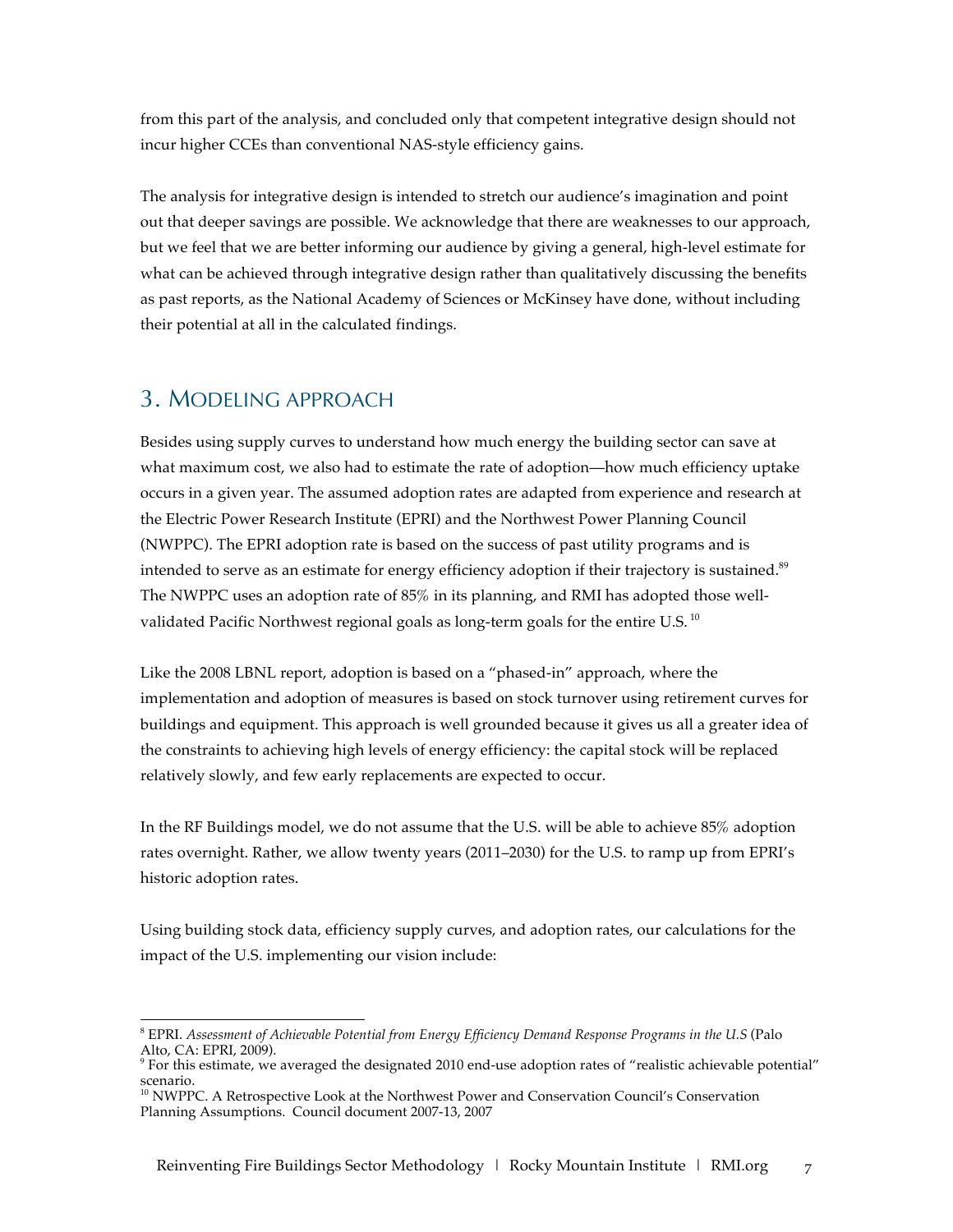from this part of the analysis, and concluded only that competent integrative design should not incur higher CCEs than conventional NAS-style efficiency gains.

The analysis for integrative design is intended to stretch our audience's imagination and point out that deeper savings are possible. We acknowledge that there are weaknesses to our approach, but we feel that we are better informing our audience by giving a general, high-level estimate for what can be achieved through integrative design rather than qualitatively discussing the benefits as past reports, as the National Academy of Sciences or McKinsey have done, without including their potential at all in the calculated findings.

## 3. Modeling approach

Besides using supply curves to understand how much energy the building sector can save at what maximum cost, we also had to estimate the rate of adoption—how much efficiency uptake occurs in a given year. The assumed adoption rates are adapted from experience and research at the Electric Power Research Institute (EPRI) and the Northwest Power Planning Council (NWPPC). The EPRI adoption rate is based on the success of past utility programs and is intended to serve as an estimate for energy efficiency adoption if their trajectory is sustained.[8][9] The NWPPC uses an adoption rate of 85% in its planning, and RMI has adopted those well-validated Pacific Northwest regional goals as long-term goals for the entire U.S.[10]

Like the 2008 LBNL report, adoption is based on a "phased-in" approach, where the implementation and adoption of measures is based on stock turnover using retirement curves for buildings and equipment. This approach is well grounded because it gives us all a greater idea of the constraints to achieving high levels of energy efficiency: the capital stock will be replaced relatively slowly, and few early replacements are expected to occur.

In the RF Buildings model, we do not assume that the U.S. will be able to achieve 85% adoption rates overnight. Rather, we allow twenty years (2011–2030) for the U.S. to ramp up from EPRI's historic adoption rates.

Using building stock data, efficiency supply curves, and adoption rates, our calculations for the impact of the U.S. implementing our vision include:

---

[8] EPRI. *Assessment of Achievable Potential from Energy Efficiency Demand Response Programs in the U.S* (Palo Alto, CA: EPRI, 2009).

[9] For this estimate, we averaged the designated 2010 end-use adoption rates of "realistic achievable potential" scenario.

[10] NWPPC. A Retrospective Look at the Northwest Power and Conservation Council's Conservation Planning Assumptions. Council document 2007-13, 2007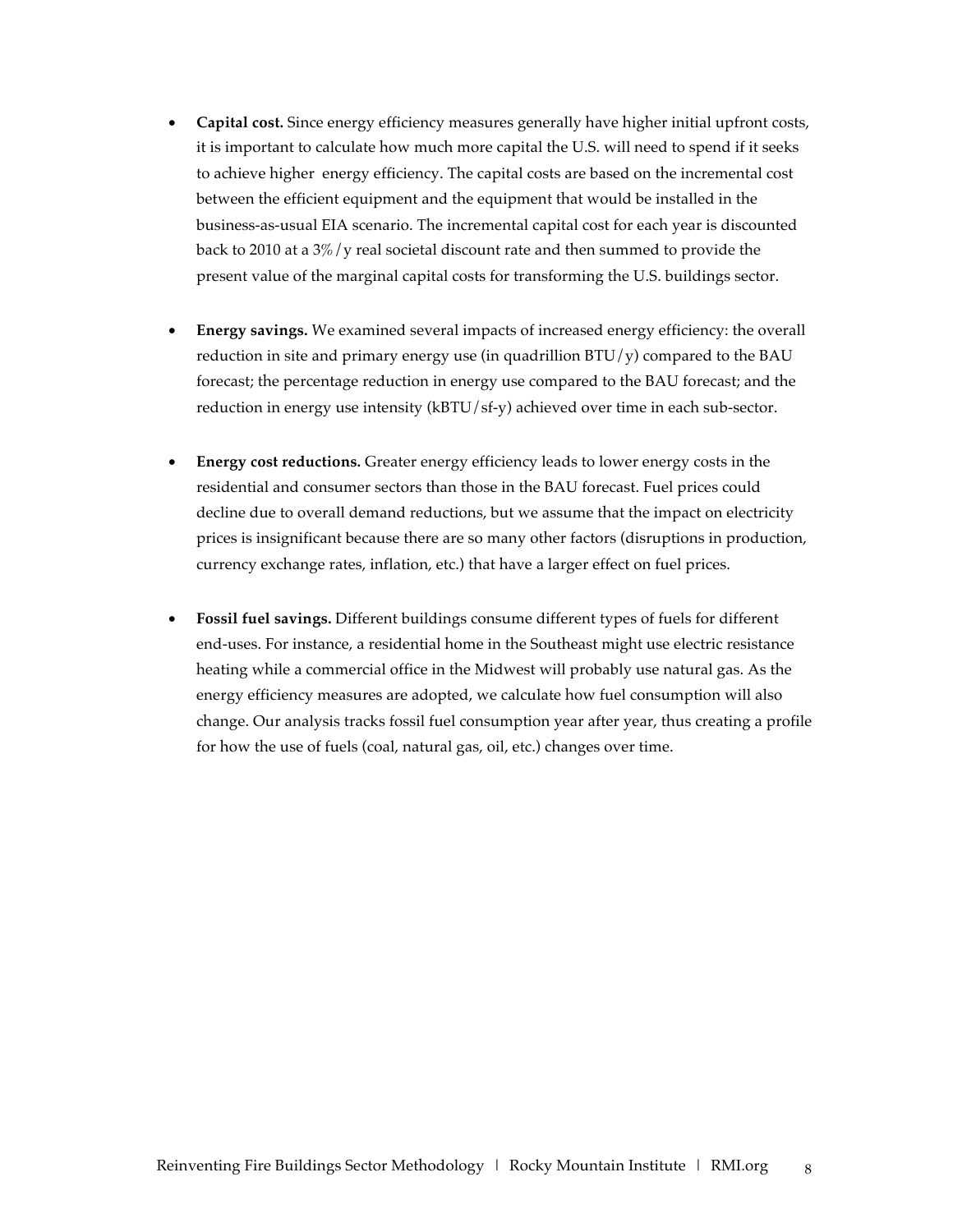- **Capital cost.** Since energy efficiency measures generally have higher initial upfront costs, it is important to calculate how much more capital the U.S. will need to spend if it seeks to achieve higher energy efficiency. The capital costs are based on the incremental cost between the efficient equipment and the equipment that would be installed in the business-as-usual EIA scenario. The incremental capital cost for each year is discounted back to 2010 at a 3%/y real societal discount rate and then summed to provide the present value of the marginal capital costs for transforming the U.S. buildings sector.

- **Energy savings.** We examined several impacts of increased energy efficiency: the overall reduction in site and primary energy use (in quadrillion BTU/y) compared to the BAU forecast; the percentage reduction in energy use compared to the BAU forecast; and the reduction in energy use intensity (kBTU/sf-y) achieved over time in each sub-sector.

- **Energy cost reductions.** Greater energy efficiency leads to lower energy costs in the residential and consumer sectors than those in the BAU forecast. Fuel prices could decline due to overall demand reductions, but we assume that the impact on electricity prices is insignificant because there are so many other factors (disruptions in production, currency exchange rates, inflation, etc.) that have a larger effect on fuel prices.

- **Fossil fuel savings.** Different buildings consume different types of fuels for different end-uses. For instance, a residential home in the Southeast might use electric resistance heating while a commercial office in the Midwest will probably use natural gas. As the energy efficiency measures are adopted, we calculate how fuel consumption will also change. Our analysis tracks fossil fuel consumption year after year, thus creating a profile for how the use of fuels (coal, natural gas, oil, etc.) changes over time.